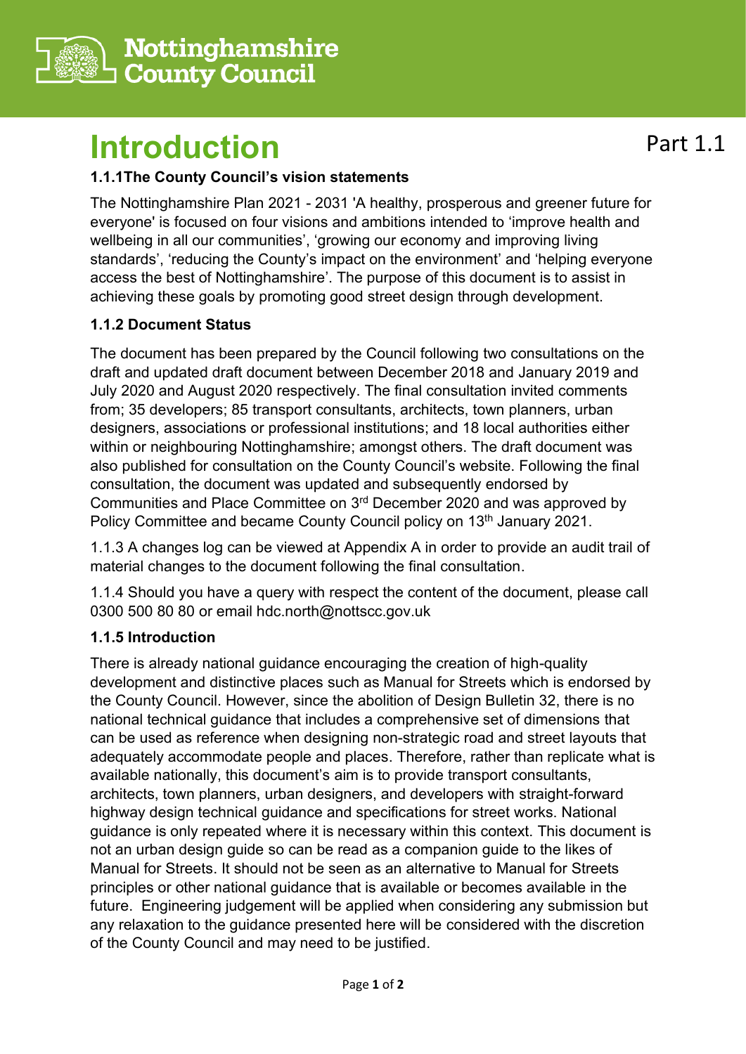Nottinghamshire County Council

# Introduction

Part 1.1

### 1.1.1The County Council's vision statements

The Nottinghamshire Plan 2021 - 2031 'A healthy, prosperous and greener future for everyone' is focused on four visions and ambitions intended to 'improve health and wellbeing in all our communities', 'growing our economy and improving living standards', 'reducing the County's impact on the environment' and 'helping everyone access the best of Nottinghamshire'. The purpose of this document is to assist in achieving these goals by promoting good street design through development.

### 1.1.2 Document Status

The document has been prepared by the Council following two consultations on the draft and updated draft document between December 2018 and January 2019 and July 2020 and August 2020 respectively. The final consultation invited comments from; 35 developers; 85 transport consultants, architects, town planners, urban designers, associations or professional institutions; and 18 local authorities either within or neighbouring Nottinghamshire; amongst others. The draft document was also published for consultation on the County Council's website. Following the final consultation, the document was updated and subsequently endorsed by Communities and Place Committee on 3rd December 2020 and was approved by Policy Committee and became County Council policy on 13th January 2021.

1.1.3 A changes log can be viewed at Appendix A in order to provide an audit trail of material changes to the document following the final consultation.

1.1.4 Should you have a query with respect the content of the document, please call 0300 500 80 80 or email hdc.north@nottscc.gov.uk

### 1.1.5 Introduction

There is already national guidance encouraging the creation of high-quality development and distinctive places such as Manual for Streets which is endorsed by the County Council. However, since the abolition of Design Bulletin 32, there is no national technical guidance that includes a comprehensive set of dimensions that can be used as reference when designing non-strategic road and street layouts that adequately accommodate people and places. Therefore, rather than replicate what is available nationally, this document's aim is to provide transport consultants, architects, town planners, urban designers, and developers with straight-forward highway design technical guidance and specifications for street works. National guidance is only repeated where it is necessary within this context. This document is not an urban design guide so can be read as a companion guide to the likes of Manual for Streets. It should not be seen as an alternative to Manual for Streets principles or other national guidance that is available or becomes available in the future. Engineering judgement will be applied when considering any submission but any relaxation to the guidance presented here will be considered with the discretion of the County Council and may need to be justified.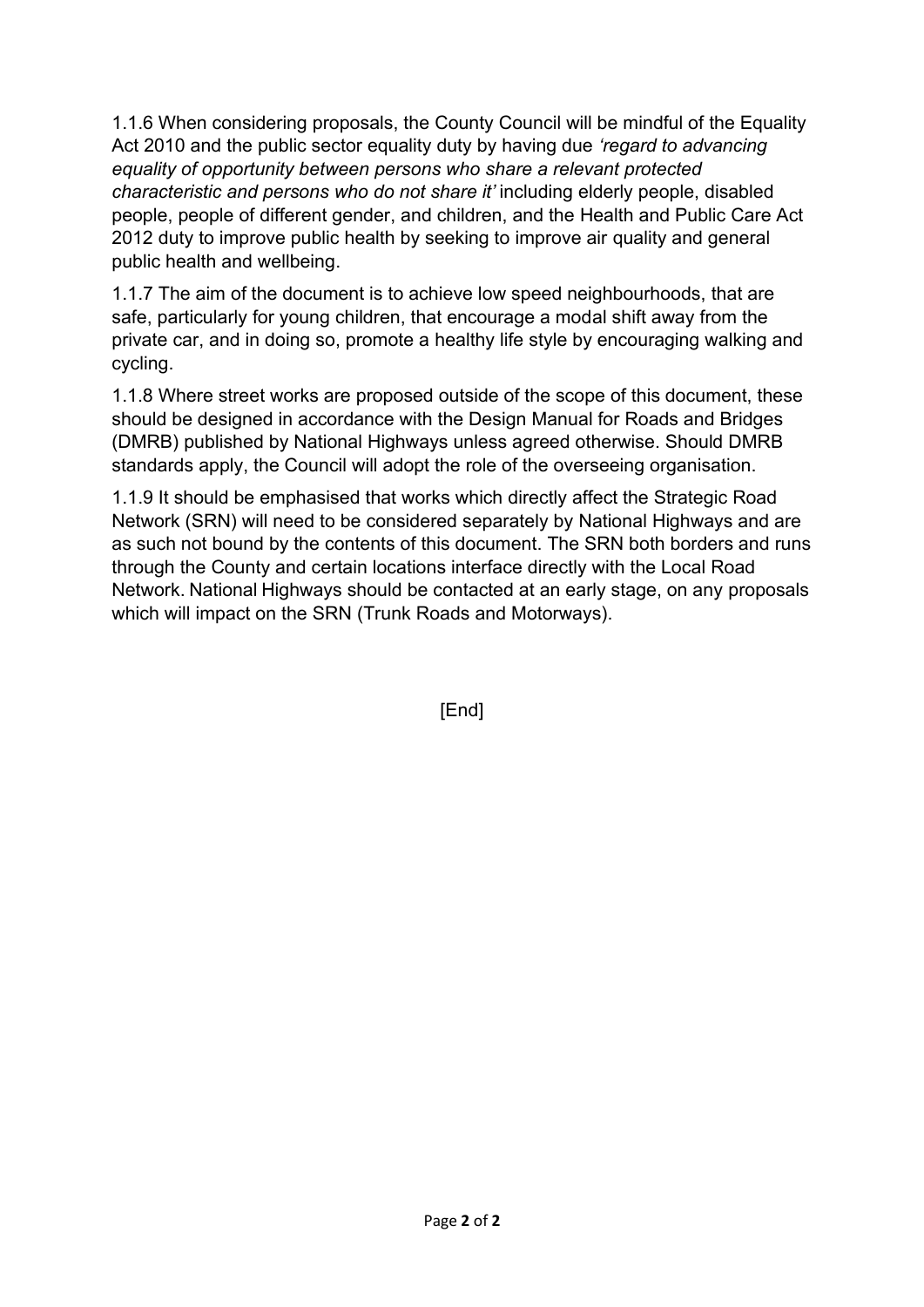1.1.6 When considering proposals, the County Council will be mindful of the Equality Act 2010 and the public sector equality duty by having due *'regard to advancing equality of opportunity between persons who share a relevant protected characteristic and persons who do not share it'* including elderly people, disabled people, people of different gender, and children, and the Health and Public Care Act 2012 duty to improve public health by seeking to improve air quality and general public health and wellbeing.

1.1.7 The aim of the document is to achieve low speed neighbourhoods, that are safe, particularly for young children, that encourage a modal shift away from the private car, and in doing so, promote a healthy life style by encouraging walking and cycling.

1.1.8 Where street works are proposed outside of the scope of this document, these should be designed in accordance with the Design Manual for Roads and Bridges (DMRB) published by National Highways unless agreed otherwise. Should DMRB standards apply, the Council will adopt the role of the overseeing organisation.

1.1.9 It should be emphasised that works which directly affect the Strategic Road Network (SRN) will need to be considered separately by National Highways and are as such not bound by the contents of this document. The SRN both borders and runs through the County and certain locations interface directly with the Local Road Network. National Highways should be contacted at an early stage, on any proposals which will impact on the SRN (Trunk Roads and Motorways).

[End]